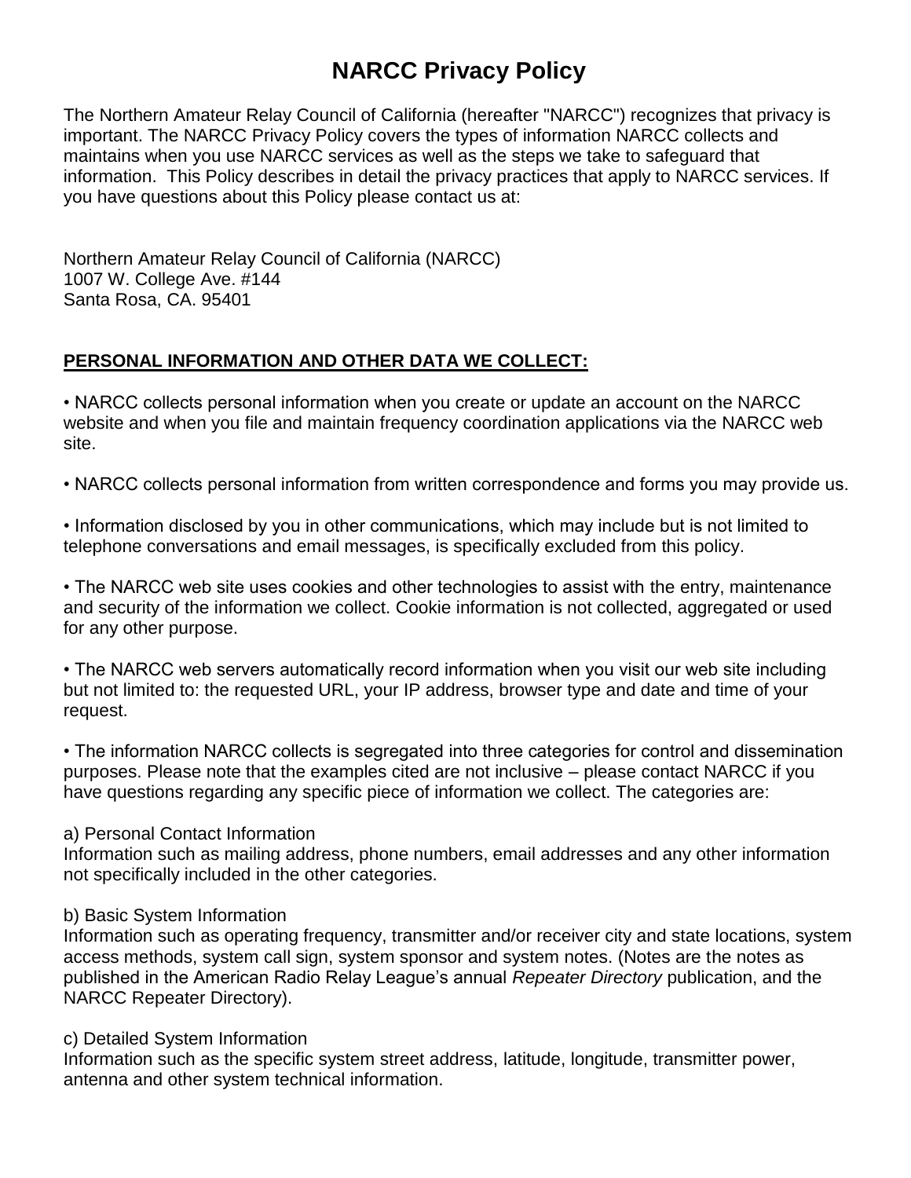# NARCC Privacy Policy

The Northern Amateur Relay Council of California (hereafter "NARCC") recognizes that privacy is important. The NARCC Privacy Policy covers the types of information NARCC collects and maintains when you use NARCC services as well as the steps we take to safeguard that information. This Policy describes in detail the privacy practices that apply to NARCC services. If you have questions about this Policy please contact us at:

Northern Amateur Relay Council of California (NARCC)
1007 W. College Ave. #144
Santa Rosa, CA. 95401

## PERSONAL INFORMATION AND OTHER DATA WE COLLECT:

• NARCC collects personal information when you create or update an account on the NARCC website and when you file and maintain frequency coordination applications via the NARCC web site.

• NARCC collects personal information from written correspondence and forms you may provide us.

• Information disclosed by you in other communications, which may include but is not limited to telephone conversations and email messages, is specifically excluded from this policy.

• The NARCC web site uses cookies and other technologies to assist with the entry, maintenance and security of the information we collect. Cookie information is not collected, aggregated or used for any other purpose.

• The NARCC web servers automatically record information when you visit our web site including but not limited to: the requested URL, your IP address, browser type and date and time of your request.

• The information NARCC collects is segregated into three categories for control and dissemination purposes. Please note that the examples cited are not inclusive – please contact NARCC if you have questions regarding any specific piece of information we collect. The categories are:

a) Personal Contact Information
Information such as mailing address, phone numbers, email addresses and any other information not specifically included in the other categories.

b) Basic System Information
Information such as operating frequency, transmitter and/or receiver city and state locations, system access methods, system call sign, system sponsor and system notes. (Notes are the notes as published in the American Radio Relay League's annual *Repeater Directory* publication, and the NARCC Repeater Directory).

c) Detailed System Information
Information such as the specific system street address, latitude, longitude, transmitter power, antenna and other system technical information.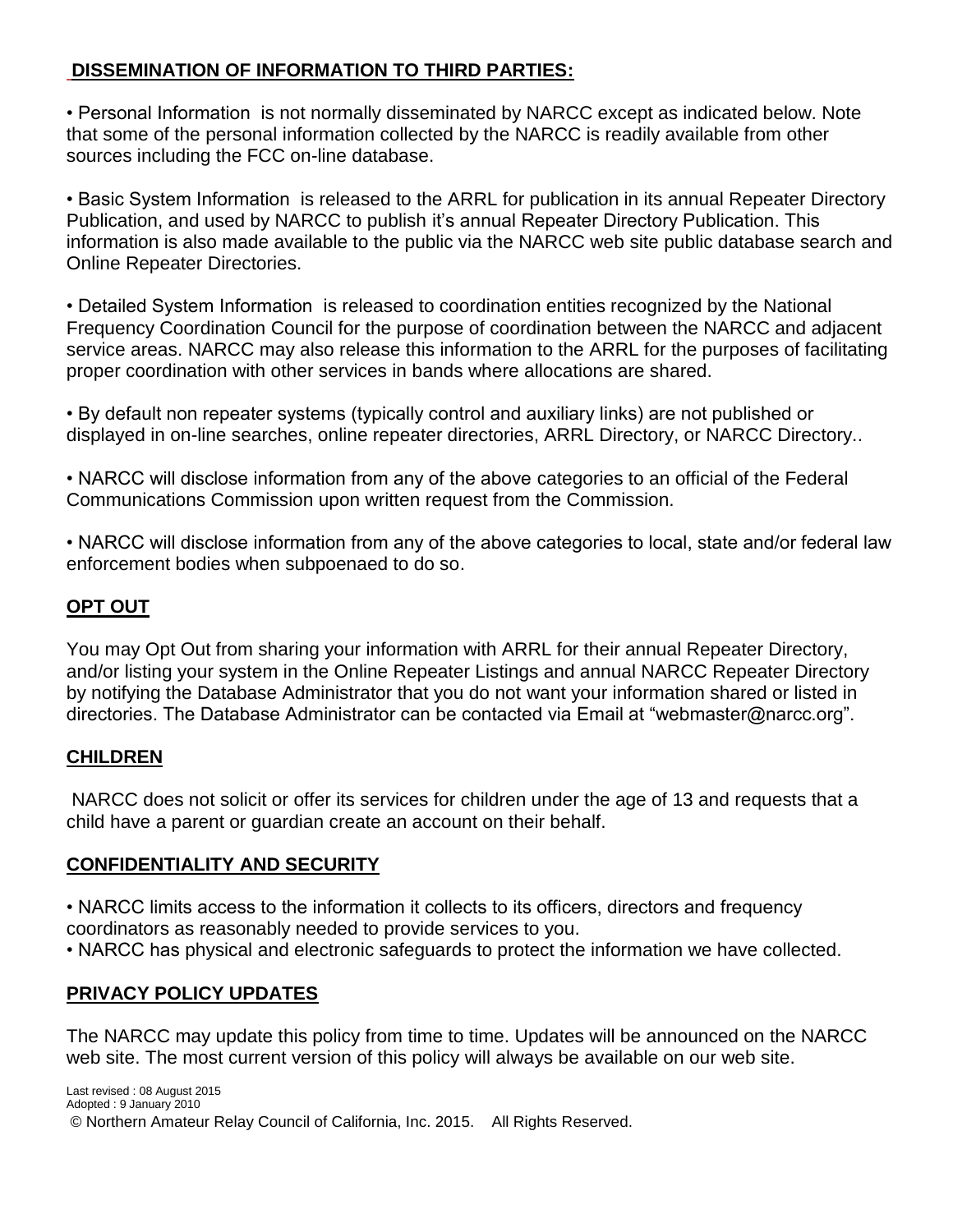## DISSEMINATION OF INFORMATION TO THIRD PARTIES:

• Personal Information is not normally disseminated by NARCC except as indicated below. Note that some of the personal information collected by the NARCC is readily available from other sources including the FCC on-line database.

• Basic System Information is released to the ARRL for publication in its annual Repeater Directory Publication, and used by NARCC to publish it's annual Repeater Directory Publication. This information is also made available to the public via the NARCC web site public database search and Online Repeater Directories.

• Detailed System Information is released to coordination entities recognized by the National Frequency Coordination Council for the purpose of coordination between the NARCC and adjacent service areas. NARCC may also release this information to the ARRL for the purposes of facilitating proper coordination with other services in bands where allocations are shared.

• By default non repeater systems (typically control and auxiliary links) are not published or displayed in on-line searches, online repeater directories, ARRL Directory, or NARCC Directory..

• NARCC will disclose information from any of the above categories to an official of the Federal Communications Commission upon written request from the Commission.

• NARCC will disclose information from any of the above categories to local, state and/or federal law enforcement bodies when subpoenaed to do so.

## OPT OUT

You may Opt Out from sharing your information with ARRL for their annual Repeater Directory, and/or listing your system in the Online Repeater Listings and annual NARCC Repeater Directory by notifying the Database Administrator that you do not want your information shared or listed in directories. The Database Administrator can be contacted via Email at "webmaster@narcc.org".

## CHILDREN

NARCC does not solicit or offer its services for children under the age of 13 and requests that a child have a parent or guardian create an account on their behalf.

## CONFIDENTIALITY AND SECURITY

• NARCC limits access to the information it collects to its officers, directors and frequency coordinators as reasonably needed to provide services to you.
• NARCC has physical and electronic safeguards to protect the information we have collected.

## PRIVACY POLICY UPDATES

The NARCC may update this policy from time to time. Updates will be announced on the NARCC web site. The most current version of this policy will always be available on our web site.

Last revised : 08 August 2015
Adopted : 9 January 2010
© Northern Amateur Relay Council of California, Inc. 2015. All Rights Reserved.